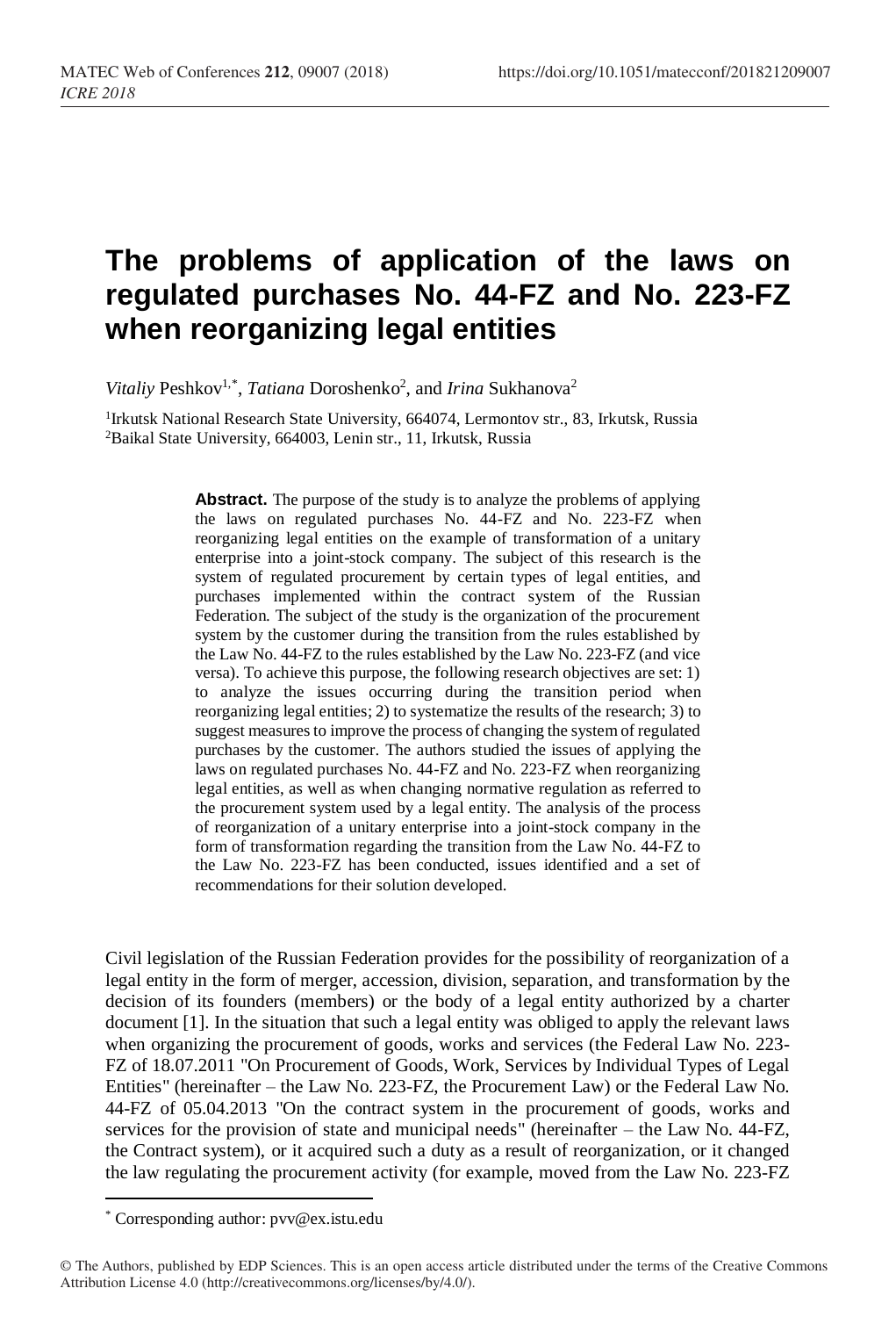# The problems of application of the laws on regulated purchases No. 44-FZ and No. 223-FZ when reorganizing legal entities

*Vitaliy* Peshkov[1,*], *Tatiana* Doroshenko[2], and *Irina* Sukhanova[2]

[1]Irkutsk National Research State University, 664074, Lermontov str., 83, Irkutsk, Russia
[2]Baikal State University, 664003, Lenin str., 11, Irkutsk, Russia

**Abstract.** The purpose of the study is to analyze the problems of applying the laws on regulated purchases No. 44-FZ and No. 223-FZ when reorganizing legal entities on the example of transformation of a unitary enterprise into a joint-stock company. The subject of this research is the system of regulated procurement by certain types of legal entities, and purchases implemented within the contract system of the Russian Federation. The subject of the study is the organization of the procurement system by the customer during the transition from the rules established by the Law No. 44-FZ to the rules established by the Law No. 223-FZ (and vice versa). To achieve this purpose, the following research objectives are set: 1) to analyze the issues occurring during the transition period when reorganizing legal entities; 2) to systematize the results of the research; 3) to suggest measures to improve the process of changing the system of regulated purchases by the customer. The authors studied the issues of applying the laws on regulated purchases No. 44-FZ and No. 223-FZ when reorganizing legal entities, as well as when changing normative regulation as referred to the procurement system used by a legal entity. The analysis of the process of reorganization of a unitary enterprise into a joint-stock company in the form of transformation regarding the transition from the Law No. 44-FZ to the Law No. 223-FZ has been conducted, issues identified and a set of recommendations for their solution developed.

Civil legislation of the Russian Federation provides for the possibility of reorganization of a legal entity in the form of merger, accession, division, separation, and transformation by the decision of its founders (members) or the body of a legal entity authorized by a charter document [1]. In the situation that such a legal entity was obliged to apply the relevant laws when organizing the procurement of goods, works and services (the Federal Law No. 223-FZ of 18.07.2011 "On Procurement of Goods, Work, Services by Individual Types of Legal Entities" (hereinafter – the Law No. 223-FZ, the Procurement Law) or the Federal Law No. 44-FZ of 05.04.2013 "On the contract system in the procurement of goods, works and services for the provision of state and municipal needs" (hereinafter – the Law No. 44-FZ, the Contract system), or it acquired such a duty as a result of reorganization, or it changed the law regulating the procurement activity (for example, moved from the Law No. 223-FZ

* Corresponding author: pvv@ex.istu.edu

© The Authors, published by EDP Sciences. This is an open access article distributed under the terms of the Creative Commons Attribution License 4.0 (http://creativecommons.org/licenses/by/4.0/).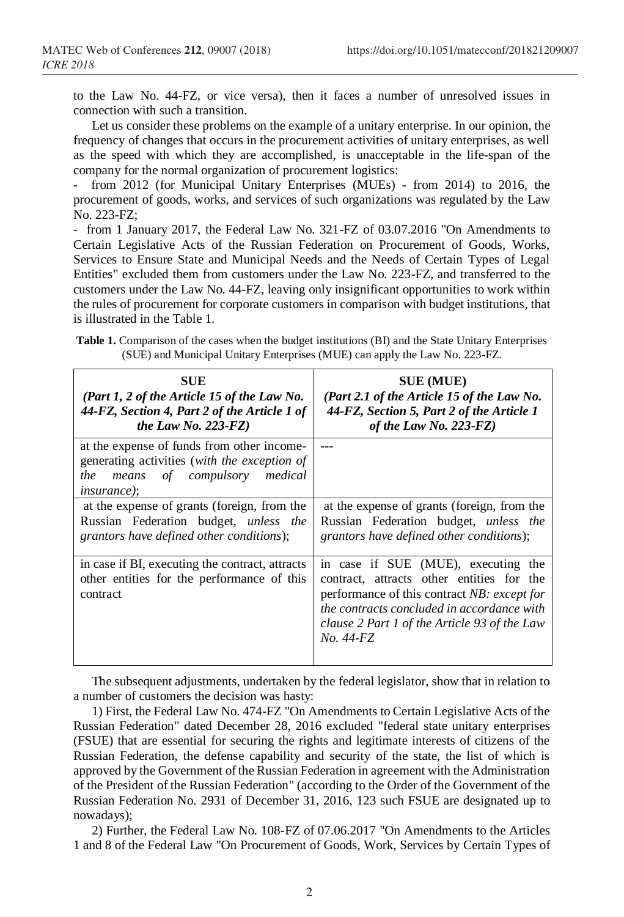to the Law No. 44-FZ, or vice versa), then it faces a number of unresolved issues in connection with such a transition.

Let us consider these problems on the example of a unitary enterprise. In our opinion, the frequency of changes that occurs in the procurement activities of unitary enterprises, as well as the speed with which they are accomplished, is unacceptable in the life-span of the company for the normal organization of procurement logistics:

- from 2012 (for Municipal Unitary Enterprises (MUEs) - from 2014) to 2016, the procurement of goods, works, and services of such organizations was regulated by the Law No. 223-FZ;
- from 1 January 2017, the Federal Law No. 321-FZ of 03.07.2016 "On Amendments to Certain Legislative Acts of the Russian Federation on Procurement of Goods, Works, Services to Ensure State and Municipal Needs and the Needs of Certain Types of Legal Entities" excluded them from customers under the Law No. 223-FZ, and transferred to the customers under the Law No. 44-FZ, leaving only insignificant opportunities to work within the rules of procurement for corporate customers in comparison with budget institutions, that is illustrated in the Table 1.

**Table 1.** Comparison of the cases when the budget institutions (BI) and the State Unitary Enterprises (SUE) and Municipal Unitary Enterprises (MUE) can apply the Law No. 223-FZ.

| **SUE** *(Part 1, 2 of the Article 15 of the Law No. 44-FZ, Section 4, Part 2 of the Article 1 of the Law No. 223-FZ)* | **SUE (MUE)** *(Part 2.1 of the Article 15 of the Law No. 44-FZ, Section 5, Part 2 of the Article 1 of the Law No. 223-FZ)* |
|---|---|
| at the expense of funds from other income-generating activities (*with the exception of the means of compulsory medical insurance)*; | --- |
| at the expense of grants (foreign, from the Russian Federation budget, *unless the grantors have defined other conditions*); | at the expense of grants (foreign, from the Russian Federation budget, *unless the grantors have defined other conditions*); |
| in case if BI, executing the contract, attracts other entities for the performance of this contract | in case if SUE (MUE), executing the contract, attracts other entities for the performance of this contract *NB: except for the contracts concluded in accordance with clause 2 Part 1 of the Article 93 of the Law No. 44-FZ* |

The subsequent adjustments, undertaken by the federal legislator, show that in relation to a number of customers the decision was hasty:

1) First, the Federal Law No. 474-FZ "On Amendments to Certain Legislative Acts of the Russian Federation" dated December 28, 2016 excluded "federal state unitary enterprises (FSUE) that are essential for securing the rights and legitimate interests of citizens of the Russian Federation, the defense capability and security of the state, the list of which is approved by the Government of the Russian Federation in agreement with the Administration of the President of the Russian Federation" (according to the Order of the Government of the Russian Federation No. 2931 of December 31, 2016, 123 such FSUE are designated up to nowadays);

2) Further, the Federal Law No. 108-FZ of 07.06.2017 "On Amendments to the Articles 1 and 8 of the Federal Law "On Procurement of Goods, Work, Services by Certain Types of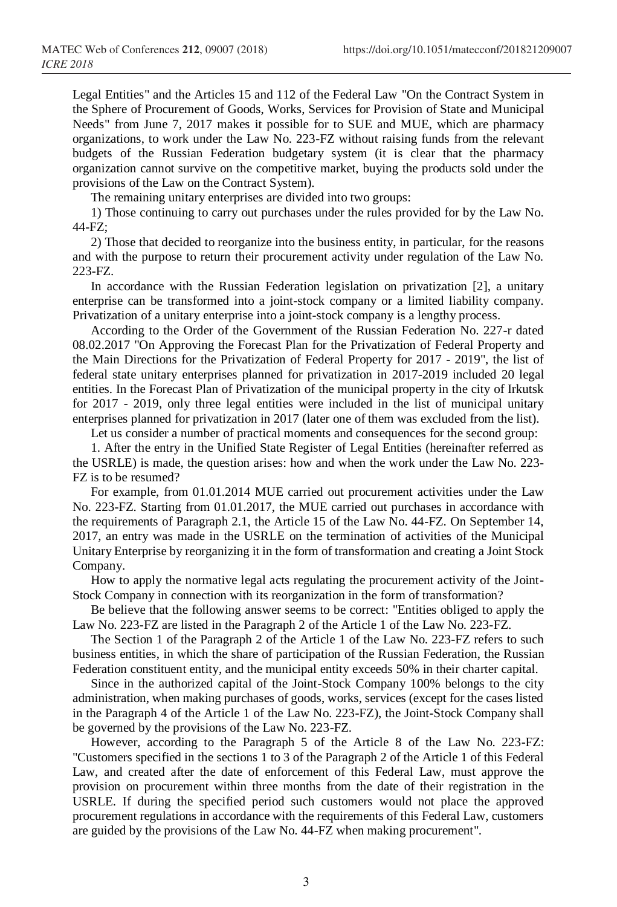Legal Entities" and the Articles 15 and 112 of the Federal Law "On the Contract System in the Sphere of Procurement of Goods, Works, Services for Provision of State and Municipal Needs" from June 7, 2017 makes it possible for to SUE and MUE, which are pharmacy organizations, to work under the Law No. 223-FZ without raising funds from the relevant budgets of the Russian Federation budgetary system (it is clear that the pharmacy organization cannot survive on the competitive market, buying the products sold under the provisions of the Law on the Contract System).

The remaining unitary enterprises are divided into two groups:

1) Those continuing to carry out purchases under the rules provided for by the Law No. 44-FZ;

2) Those that decided to reorganize into the business entity, in particular, for the reasons and with the purpose to return their procurement activity under regulation of the Law No. 223-FZ.

In accordance with the Russian Federation legislation on privatization [2], a unitary enterprise can be transformed into a joint-stock company or a limited liability company. Privatization of a unitary enterprise into a joint-stock company is a lengthy process.

According to the Order of the Government of the Russian Federation No. 227-r dated 08.02.2017 "On Approving the Forecast Plan for the Privatization of Federal Property and the Main Directions for the Privatization of Federal Property for 2017 - 2019", the list of federal state unitary enterprises planned for privatization in 2017-2019 included 20 legal entities. In the Forecast Plan of Privatization of the municipal property in the city of Irkutsk for 2017 - 2019, only three legal entities were included in the list of municipal unitary enterprises planned for privatization in 2017 (later one of them was excluded from the list).

Let us consider a number of practical moments and consequences for the second group:

1. After the entry in the Unified State Register of Legal Entities (hereinafter referred as the USRLE) is made, the question arises: how and when the work under the Law No. 223-FZ is to be resumed?

For example, from 01.01.2014 MUE carried out procurement activities under the Law No. 223-FZ. Starting from 01.01.2017, the MUE carried out purchases in accordance with the requirements of Paragraph 2.1, the Article 15 of the Law No. 44-FZ. On September 14, 2017, an entry was made in the USRLE on the termination of activities of the Municipal Unitary Enterprise by reorganizing it in the form of transformation and creating a Joint Stock Company.

How to apply the normative legal acts regulating the procurement activity of the Joint-Stock Company in connection with its reorganization in the form of transformation?

Be believe that the following answer seems to be correct: "Entities obliged to apply the Law No. 223-FZ are listed in the Paragraph 2 of the Article 1 of the Law No. 223-FZ.

The Section 1 of the Paragraph 2 of the Article 1 of the Law No. 223-FZ refers to such business entities, in which the share of participation of the Russian Federation, the Russian Federation constituent entity, and the municipal entity exceeds 50% in their charter capital.

Since in the authorized capital of the Joint-Stock Company 100% belongs to the city administration, when making purchases of goods, works, services (except for the cases listed in the Paragraph 4 of the Article 1 of the Law No. 223-FZ), the Joint-Stock Company shall be governed by the provisions of the Law No. 223-FZ.

However, according to the Paragraph 5 of the Article 8 of the Law No. 223-FZ: "Customers specified in the sections 1 to 3 of the Paragraph 2 of the Article 1 of this Federal Law, and created after the date of enforcement of this Federal Law, must approve the provision on procurement within three months from the date of their registration in the USRLE. If during the specified period such customers would not place the approved procurement regulations in accordance with the requirements of this Federal Law, customers are guided by the provisions of the Law No. 44-FZ when making procurement".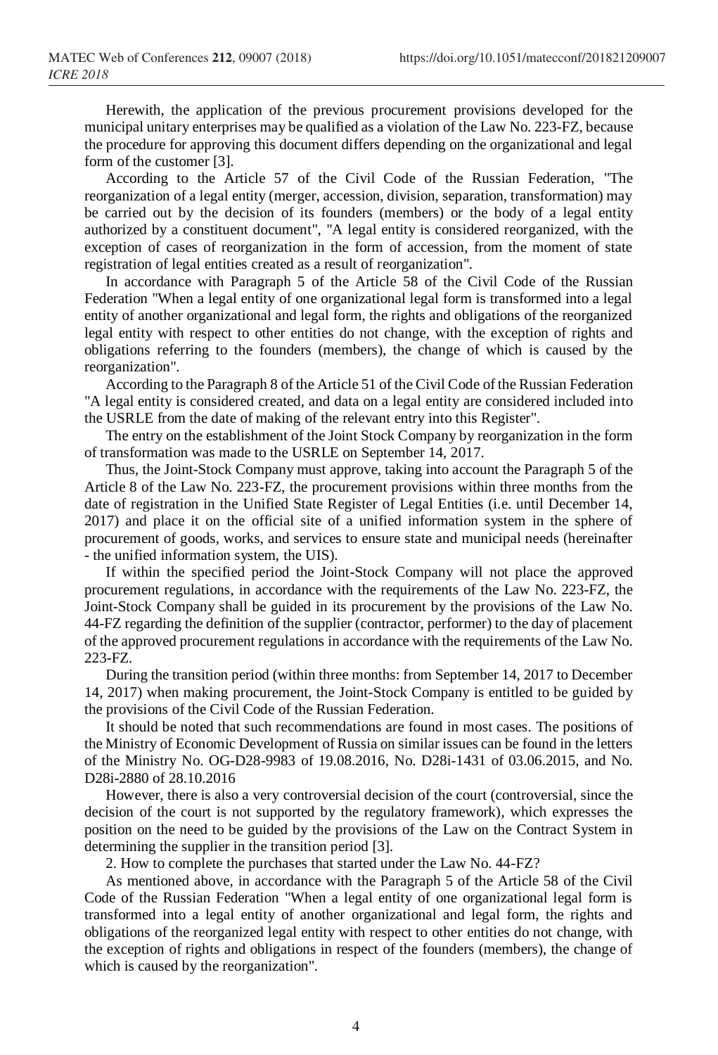Herewith, the application of the previous procurement provisions developed for the municipal unitary enterprises may be qualified as a violation of the Law No. 223-FZ, because the procedure for approving this document differs depending on the organizational and legal form of the customer [3].

According to the Article 57 of the Civil Code of the Russian Federation, "The reorganization of a legal entity (merger, accession, division, separation, transformation) may be carried out by the decision of its founders (members) or the body of a legal entity authorized by a constituent document", "A legal entity is considered reorganized, with the exception of cases of reorganization in the form of accession, from the moment of state registration of legal entities created as a result of reorganization".

In accordance with Paragraph 5 of the Article 58 of the Civil Code of the Russian Federation "When a legal entity of one organizational legal form is transformed into a legal entity of another organizational and legal form, the rights and obligations of the reorganized legal entity with respect to other entities do not change, with the exception of rights and obligations referring to the founders (members), the change of which is caused by the reorganization".

According to the Paragraph 8 of the Article 51 of the Civil Code of the Russian Federation "A legal entity is considered created, and data on a legal entity are considered included into the USRLE from the date of making of the relevant entry into this Register".

The entry on the establishment of the Joint Stock Company by reorganization in the form of transformation was made to the USRLE on September 14, 2017.

Thus, the Joint-Stock Company must approve, taking into account the Paragraph 5 of the Article 8 of the Law No. 223-FZ, the procurement provisions within three months from the date of registration in the Unified State Register of Legal Entities (i.e. until December 14, 2017) and place it on the official site of a unified information system in the sphere of procurement of goods, works, and services to ensure state and municipal needs (hereinafter - the unified information system, the UIS).

If within the specified period the Joint-Stock Company will not place the approved procurement regulations, in accordance with the requirements of the Law No. 223-FZ, the Joint-Stock Company shall be guided in its procurement by the provisions of the Law No. 44-FZ regarding the definition of the supplier (contractor, performer) to the day of placement of the approved procurement regulations in accordance with the requirements of the Law No. 223-FZ.

During the transition period (within three months: from September 14, 2017 to December 14, 2017) when making procurement, the Joint-Stock Company is entitled to be guided by the provisions of the Civil Code of the Russian Federation.

It should be noted that such recommendations are found in most cases. The positions of the Ministry of Economic Development of Russia on similar issues can be found in the letters of the Ministry No. OG-D28-9983 of 19.08.2016, No. D28i-1431 of 03.06.2015, and No. D28i-2880 of 28.10.2016

However, there is also a very controversial decision of the court (controversial, since the decision of the court is not supported by the regulatory framework), which expresses the position on the need to be guided by the provisions of the Law on the Contract System in determining the supplier in the transition period [3].

2. How to complete the purchases that started under the Law No. 44-FZ?

As mentioned above, in accordance with the Paragraph 5 of the Article 58 of the Civil Code of the Russian Federation "When a legal entity of one organizational legal form is transformed into a legal entity of another organizational and legal form, the rights and obligations of the reorganized legal entity with respect to other entities do not change, with the exception of rights and obligations in respect of the founders (members), the change of which is caused by the reorganization".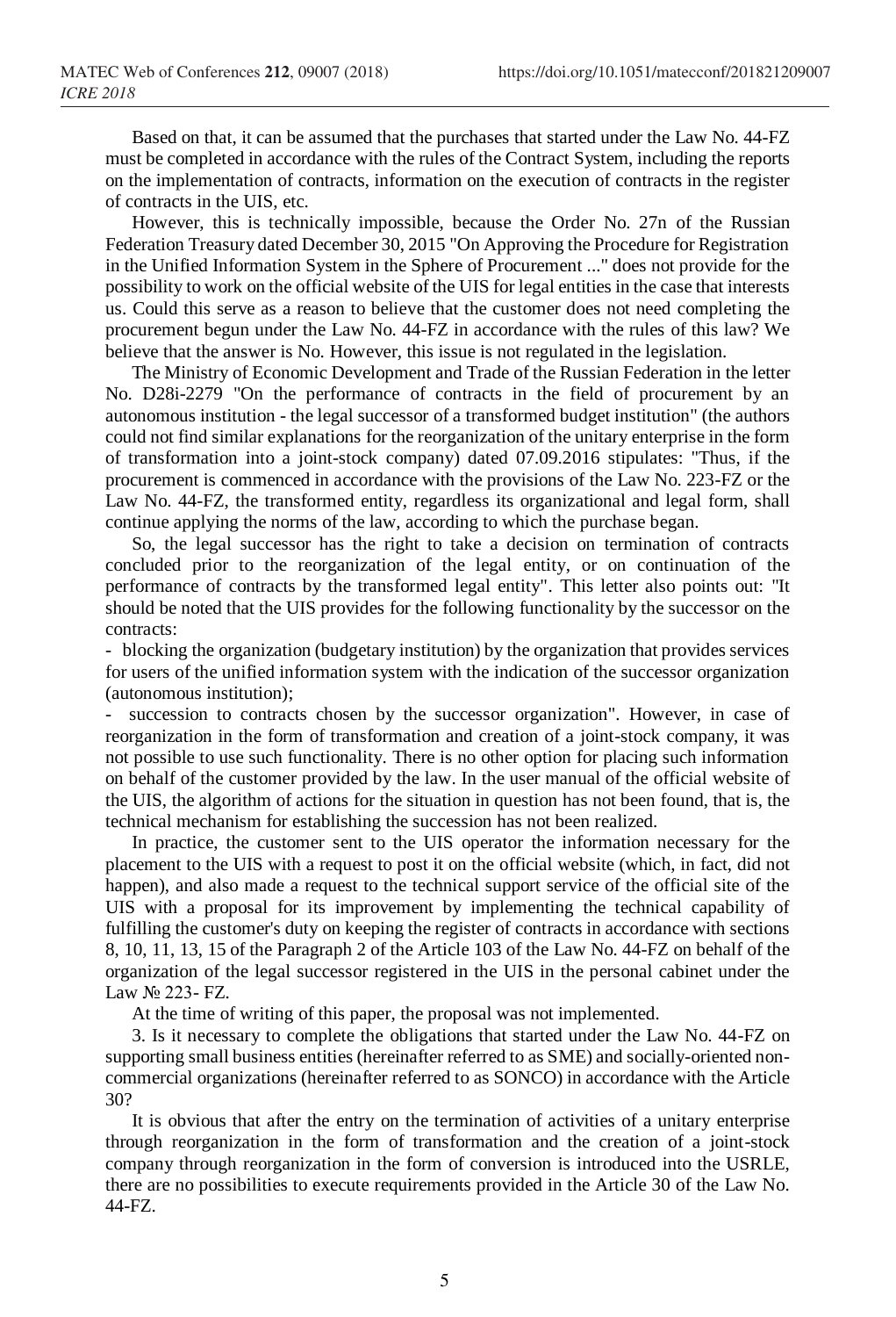Based on that, it can be assumed that the purchases that started under the Law No. 44-FZ must be completed in accordance with the rules of the Contract System, including the reports on the implementation of contracts, information on the execution of contracts in the register of contracts in the UIS, etc.

However, this is technically impossible, because the Order No. 27n of the Russian Federation Treasury dated December 30, 2015 "On Approving the Procedure for Registration in the Unified Information System in the Sphere of Procurement ..." does not provide for the possibility to work on the official website of the UIS for legal entities in the case that interests us. Could this serve as a reason to believe that the customer does not need completing the procurement begun under the Law No. 44-FZ in accordance with the rules of this law? We believe that the answer is No. However, this issue is not regulated in the legislation.

The Ministry of Economic Development and Trade of the Russian Federation in the letter No. D28i-2279 "On the performance of contracts in the field of procurement by an autonomous institution - the legal successor of a transformed budget institution" (the authors could not find similar explanations for the reorganization of the unitary enterprise in the form of transformation into a joint-stock company) dated 07.09.2016 stipulates: "Thus, if the procurement is commenced in accordance with the provisions of the Law No. 223-FZ or the Law No. 44-FZ, the transformed entity, regardless its organizational and legal form, shall continue applying the norms of the law, according to which the purchase began.

So, the legal successor has the right to take a decision on termination of contracts concluded prior to the reorganization of the legal entity, or on continuation of the performance of contracts by the transformed legal entity". This letter also points out: "It should be noted that the UIS provides for the following functionality by the successor on the contracts:

- blocking the organization (budgetary institution) by the organization that provides services for users of the unified information system with the indication of the successor organization (autonomous institution);
- succession to contracts chosen by the successor organization". However, in case of reorganization in the form of transformation and creation of a joint-stock company, it was not possible to use such functionality. There is no other option for placing such information on behalf of the customer provided by the law. In the user manual of the official website of the UIS, the algorithm of actions for the situation in question has not been found, that is, the technical mechanism for establishing the succession has not been realized.

In practice, the customer sent to the UIS operator the information necessary for the placement to the UIS with a request to post it on the official website (which, in fact, did not happen), and also made a request to the technical support service of the official site of the UIS with a proposal for its improvement by implementing the technical capability of fulfilling the customer's duty on keeping the register of contracts in accordance with sections 8, 10, 11, 13, 15 of the Paragraph 2 of the Article 103 of the Law No. 44-FZ on behalf of the organization of the legal successor registered in the UIS in the personal cabinet under the Law № 223- FZ.

At the time of writing of this paper, the proposal was not implemented.

3. Is it necessary to complete the obligations that started under the Law No. 44-FZ on supporting small business entities (hereinafter referred to as SME) and socially-oriented non-commercial organizations (hereinafter referred to as SONCO) in accordance with the Article 30?

It is obvious that after the entry on the termination of activities of a unitary enterprise through reorganization in the form of transformation and the creation of a joint-stock company through reorganization in the form of conversion is introduced into the USRLE, there are no possibilities to execute requirements provided in the Article 30 of the Law No. 44-FZ.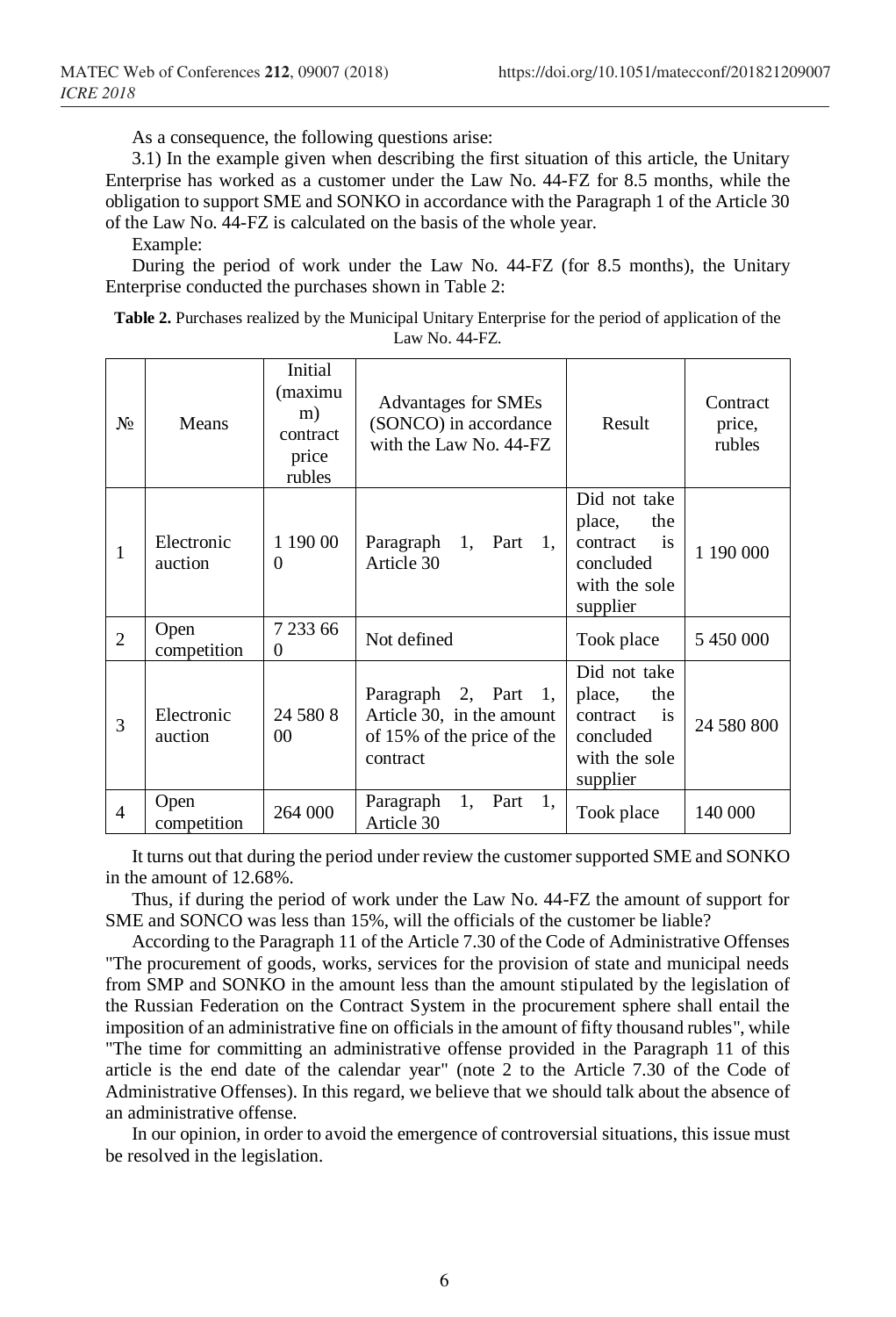As a consequence, the following questions arise:

3.1) In the example given when describing the first situation of this article, the Unitary Enterprise has worked as a customer under the Law No. 44-FZ for 8.5 months, while the obligation to support SME and SONKO in accordance with the Paragraph 1 of the Article 30 of the Law No. 44-FZ is calculated on the basis of the whole year.

Example:

During the period of work under the Law No. 44-FZ (for 8.5 months), the Unitary Enterprise conducted the purchases shown in Table 2:

**Table 2.** Purchases realized by the Municipal Unitary Enterprise for the period of application of the Law No. 44-FZ.

| № | Means | Initial (maximum) contract price rubles | Advantages for SMEs (SONCO) in accordance with the Law No. 44-FZ | Result | Contract price, rubles |
|---|---|---|---|---|---|
| 1 | Electronic auction | 1 190 000 | Paragraph 1, Part 1, Article 30 | Did not take place, the contract is concluded with the sole supplier | 1 190 000 |
| 2 | Open competition | 7 233 660 | Not defined | Took place | 5 450 000 |
| 3 | Electronic auction | 24 580 800 | Paragraph 2, Part 1, Article 30, in the amount of 15% of the price of the contract | Did not take place, the contract is concluded with the sole supplier | 24 580 800 |
| 4 | Open competition | 264 000 | Paragraph 1, Part 1, Article 30 | Took place | 140 000 |

It turns out that during the period under review the customer supported SME and SONKO in the amount of 12.68%.

Thus, if during the period of work under the Law No. 44-FZ the amount of support for SME and SONCO was less than 15%, will the officials of the customer be liable?

According to the Paragraph 11 of the Article 7.30 of the Code of Administrative Offenses "The procurement of goods, works, services for the provision of state and municipal needs from SMP and SONKO in the amount less than the amount stipulated by the legislation of the Russian Federation on the Contract System in the procurement sphere shall entail the imposition of an administrative fine on officials in the amount of fifty thousand rubles", while "The time for committing an administrative offense provided in the Paragraph 11 of this article is the end date of the calendar year" (note 2 to the Article 7.30 of the Code of Administrative Offenses). In this regard, we believe that we should talk about the absence of an administrative offense.

In our opinion, in order to avoid the emergence of controversial situations, this issue must be resolved in the legislation.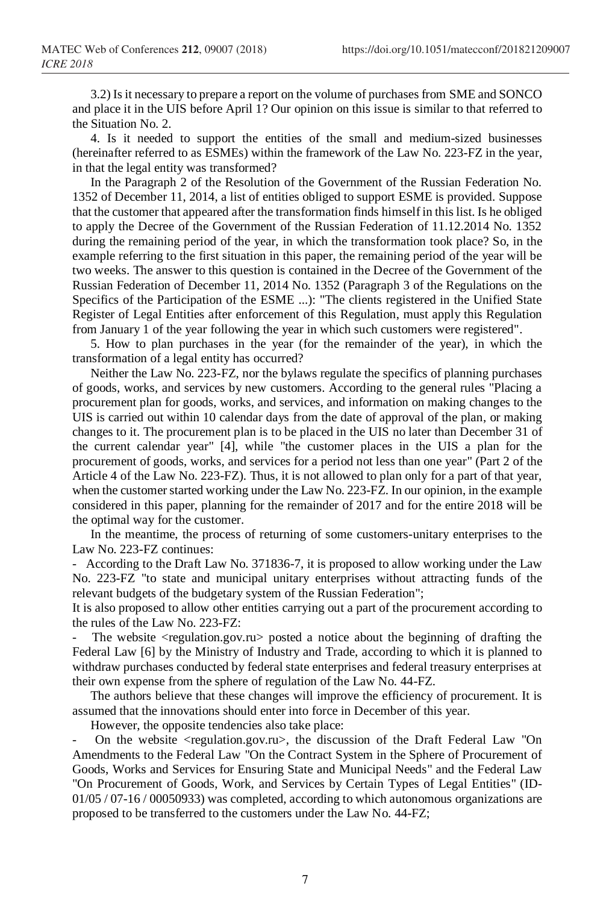3.2) Is it necessary to prepare a report on the volume of purchases from SME and SONCO and place it in the UIS before April 1? Our opinion on this issue is similar to that referred to the Situation No. 2.

4. Is it needed to support the entities of the small and medium-sized businesses (hereinafter referred to as ESMEs) within the framework of the Law No. 223-FZ in the year, in that the legal entity was transformed?

In the Paragraph 2 of the Resolution of the Government of the Russian Federation No. 1352 of December 11, 2014, a list of entities obliged to support ESME is provided. Suppose that the customer that appeared after the transformation finds himself in this list. Is he obliged to apply the Decree of the Government of the Russian Federation of 11.12.2014 No. 1352 during the remaining period of the year, in which the transformation took place? So, in the example referring to the first situation in this paper, the remaining period of the year will be two weeks. The answer to this question is contained in the Decree of the Government of the Russian Federation of December 11, 2014 No. 1352 (Paragraph 3 of the Regulations on the Specifics of the Participation of the ESME ...): "The clients registered in the Unified State Register of Legal Entities after enforcement of this Regulation, must apply this Regulation from January 1 of the year following the year in which such customers were registered".

5. How to plan purchases in the year (for the remainder of the year), in which the transformation of a legal entity has occurred?

Neither the Law No. 223-FZ, nor the bylaws regulate the specifics of planning purchases of goods, works, and services by new customers. According to the general rules "Placing a procurement plan for goods, works, and services, and information on making changes to the UIS is carried out within 10 calendar days from the date of approval of the plan, or making changes to it. The procurement plan is to be placed in the UIS no later than December 31 of the current calendar year" [4], while "the customer places in the UIS a plan for the procurement of goods, works, and services for a period not less than one year" (Part 2 of the Article 4 of the Law No. 223-FZ). Thus, it is not allowed to plan only for a part of that year, when the customer started working under the Law No. 223-FZ. In our opinion, in the example considered in this paper, planning for the remainder of 2017 and for the entire 2018 will be the optimal way for the customer.

In the meantime, the process of returning of some customers-unitary enterprises to the Law No. 223-FZ continues:

- According to the Draft Law No. 371836-7, it is proposed to allow working under the Law No. 223-FZ "to state and municipal unitary enterprises without attracting funds of the relevant budgets of the budgetary system of the Russian Federation";

It is also proposed to allow other entities carrying out a part of the procurement according to the rules of the Law No. 223-FZ:

- The website <regulation.gov.ru> posted a notice about the beginning of drafting the Federal Law [6] by the Ministry of Industry and Trade, according to which it is planned to withdraw purchases conducted by federal state enterprises and federal treasury enterprises at their own expense from the sphere of regulation of the Law No. 44-FZ.

The authors believe that these changes will improve the efficiency of procurement. It is assumed that the innovations should enter into force in December of this year.

However, the opposite tendencies also take place:

- On the website <regulation.gov.ru>, the discussion of the Draft Federal Law "On Amendments to the Federal Law "On the Contract System in the Sphere of Procurement of Goods, Works and Services for Ensuring State and Municipal Needs" and the Federal Law "On Procurement of Goods, Work, and Services by Certain Types of Legal Entities" (ID-01/05 / 07-16 / 00050933) was completed, according to which autonomous organizations are proposed to be transferred to the customers under the Law No. 44-FZ;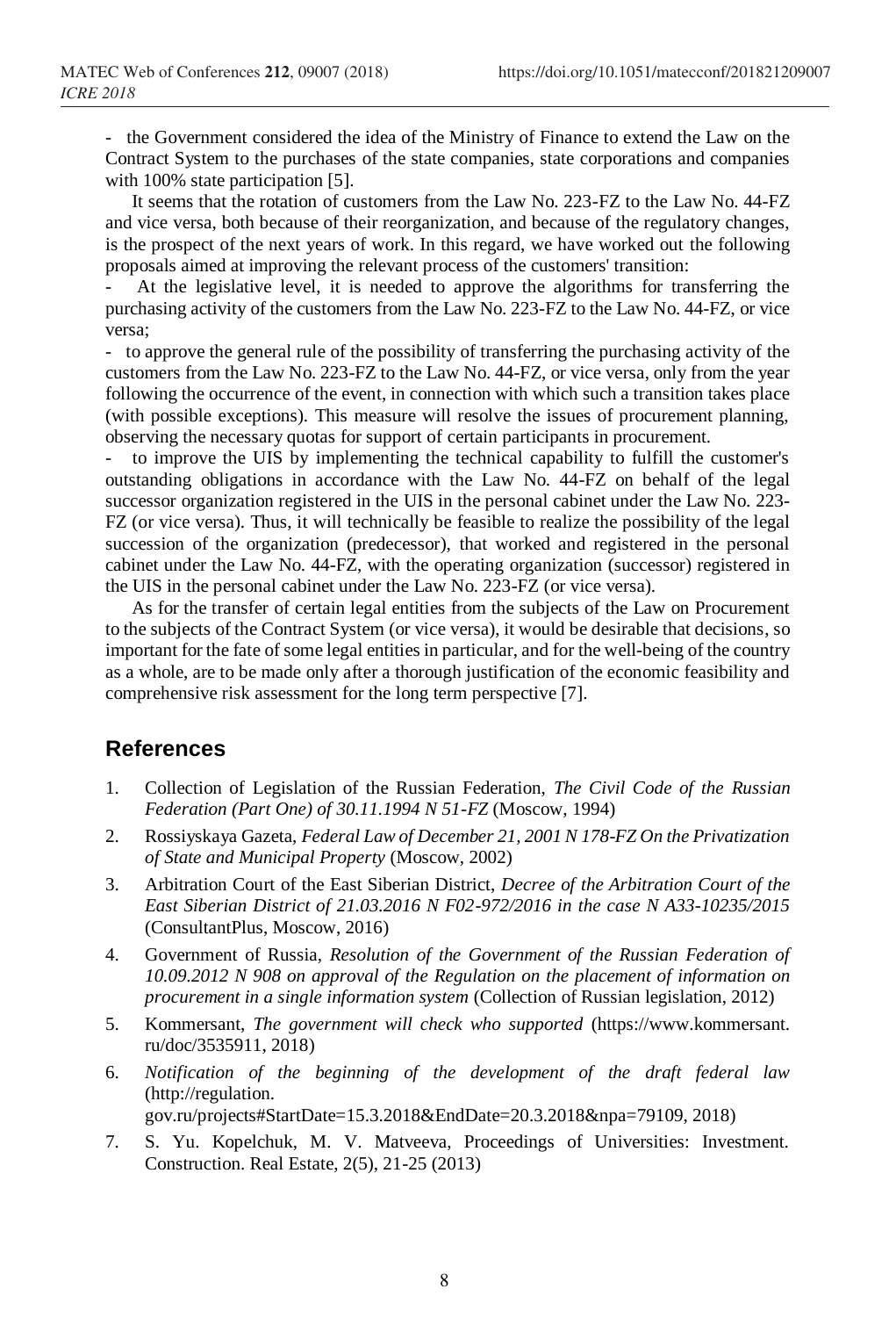- the Government considered the idea of the Ministry of Finance to extend the Law on the Contract System to the purchases of the state companies, state corporations and companies with 100% state participation [5].

It seems that the rotation of customers from the Law No. 223-FZ to the Law No. 44-FZ and vice versa, both because of their reorganization, and because of the regulatory changes, is the prospect of the next years of work. In this regard, we have worked out the following proposals aimed at improving the relevant process of the customers' transition:

- At the legislative level, it is needed to approve the algorithms for transferring the purchasing activity of the customers from the Law No. 223-FZ to the Law No. 44-FZ, or vice versa;
- to approve the general rule of the possibility of transferring the purchasing activity of the customers from the Law No. 223-FZ to the Law No. 44-FZ, or vice versa, only from the year following the occurrence of the event, in connection with which such a transition takes place (with possible exceptions). This measure will resolve the issues of procurement planning, observing the necessary quotas for support of certain participants in procurement.
- to improve the UIS by implementing the technical capability to fulfill the customer's outstanding obligations in accordance with the Law No. 44-FZ on behalf of the legal successor organization registered in the UIS in the personal cabinet under the Law No. 223-FZ (or vice versa). Thus, it will technically be feasible to realize the possibility of the legal succession of the organization (predecessor), that worked and registered in the personal cabinet under the Law No. 44-FZ, with the operating organization (successor) registered in the UIS in the personal cabinet under the Law No. 223-FZ (or vice versa).

As for the transfer of certain legal entities from the subjects of the Law on Procurement to the subjects of the Contract System (or vice versa), it would be desirable that decisions, so important for the fate of some legal entities in particular, and for the well-being of the country as a whole, are to be made only after a thorough justification of the economic feasibility and comprehensive risk assessment for the long term perspective [7].

## References

1. Collection of Legislation of the Russian Federation, *The Civil Code of the Russian Federation (Part One) of 30.11.1994 N 51-FZ* (Moscow, 1994)
2. Rossiyskaya Gazeta, *Federal Law of December 21, 2001 N 178-FZ On the Privatization of State and Municipal Property* (Moscow, 2002)
3. Arbitration Court of the East Siberian District, *Decree of the Arbitration Court of the East Siberian District of 21.03.2016 N F02-972/2016 in the case N A33-10235/2015* (ConsultantPlus, Moscow, 2016)
4. Government of Russia, *Resolution of the Government of the Russian Federation of 10.09.2012 N 908 on approval of the Regulation on the placement of information on procurement in a single information system* (Collection of Russian legislation, 2012)
5. Kommersant, *The government will check who supported* (https://www.kommersant.ru/doc/3535911, 2018)
6. *Notification of the beginning of the development of the draft federal law* (http://regulation.gov.ru/projects#StartDate=15.3.2018&EndDate=20.3.2018&npa=79109, 2018)
7. S. Yu. Kopelchuk, M. V. Matveeva, Proceedings of Universities: Investment. Construction. Real Estate, 2(5), 21-25 (2013)